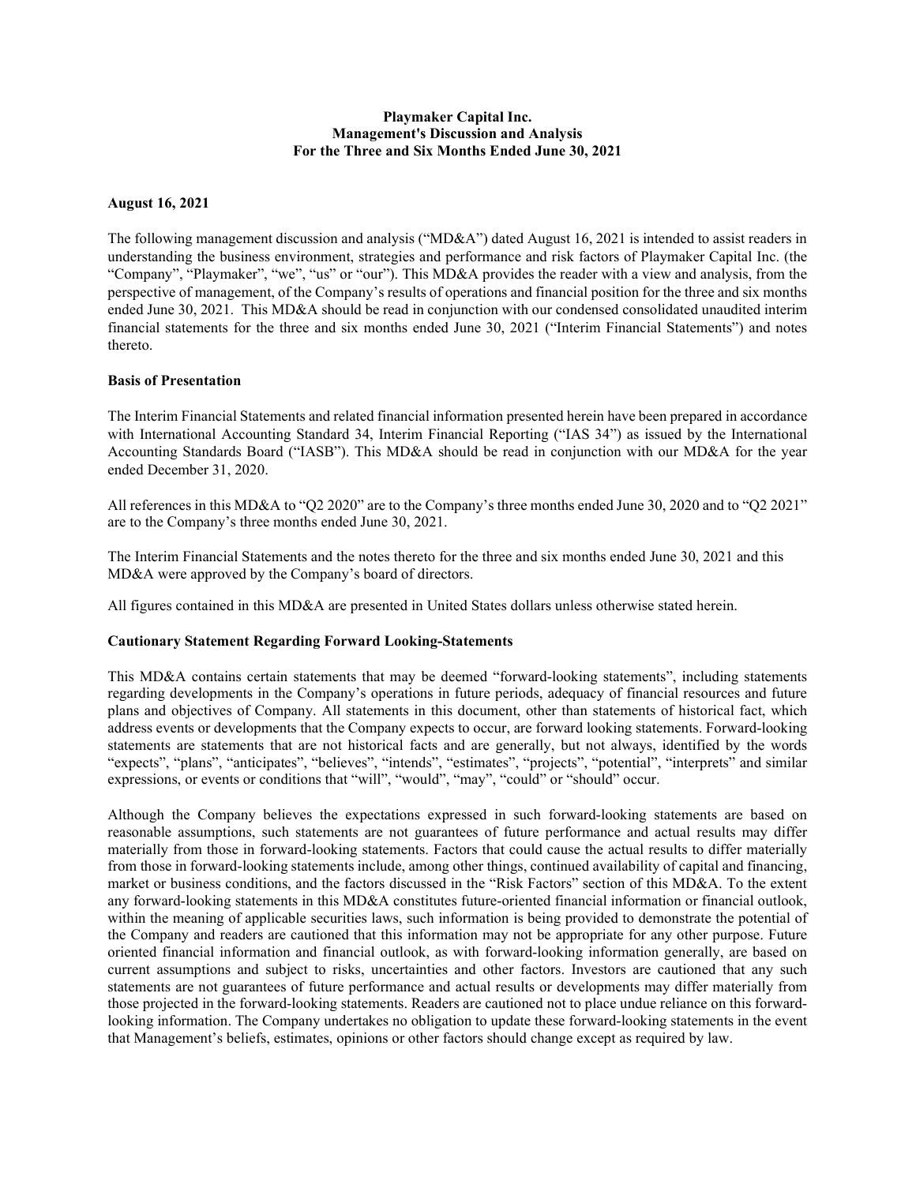# Playmaker Capital Inc.
## Management's Discussion and Analysis
## For the Three and Six Months Ended June 30, 2021

**August 16, 2021**

The following management discussion and analysis ("MD&A") dated August 16, 2021 is intended to assist readers in understanding the business environment, strategies and performance and risk factors of Playmaker Capital Inc. (the "Company", "Playmaker", "we", "us" or "our"). This MD&A provides the reader with a view and analysis, from the perspective of management, of the Company's results of operations and financial position for the three and six months ended June 30, 2021. This MD&A should be read in conjunction with our condensed consolidated unaudited interim financial statements for the three and six months ended June 30, 2021 ("Interim Financial Statements") and notes thereto.

**Basis of Presentation**

The Interim Financial Statements and related financial information presented herein have been prepared in accordance with International Accounting Standard 34, Interim Financial Reporting ("IAS 34") as issued by the International Accounting Standards Board ("IASB"). This MD&A should be read in conjunction with our MD&A for the year ended December 31, 2020.

All references in this MD&A to "Q2 2020" are to the Company's three months ended June 30, 2020 and to "Q2 2021" are to the Company's three months ended June 30, 2021.

The Interim Financial Statements and the notes thereto for the three and six months ended June 30, 2021 and this MD&A were approved by the Company's board of directors.

All figures contained in this MD&A are presented in United States dollars unless otherwise stated herein.

**Cautionary Statement Regarding Forward Looking-Statements**

This MD&A contains certain statements that may be deemed "forward-looking statements", including statements regarding developments in the Company's operations in future periods, adequacy of financial resources and future plans and objectives of Company. All statements in this document, other than statements of historical fact, which address events or developments that the Company expects to occur, are forward looking statements. Forward-looking statements are statements that are not historical facts and are generally, but not always, identified by the words "expects", "plans", "anticipates", "believes", "intends", "estimates", "projects", "potential", "interprets" and similar expressions, or events or conditions that "will", "would", "may", "could" or "should" occur.

Although the Company believes the expectations expressed in such forward-looking statements are based on reasonable assumptions, such statements are not guarantees of future performance and actual results may differ materially from those in forward-looking statements. Factors that could cause the actual results to differ materially from those in forward-looking statements include, among other things, continued availability of capital and financing, market or business conditions, and the factors discussed in the "Risk Factors" section of this MD&A. To the extent any forward-looking statements in this MD&A constitutes future-oriented financial information or financial outlook, within the meaning of applicable securities laws, such information is being provided to demonstrate the potential of the Company and readers are cautioned that this information may not be appropriate for any other purpose. Future oriented financial information and financial outlook, as with forward-looking information generally, are based on current assumptions and subject to risks, uncertainties and other factors. Investors are cautioned that any such statements are not guarantees of future performance and actual results or developments may differ materially from those projected in the forward-looking statements. Readers are cautioned not to place undue reliance on this forward-looking information. The Company undertakes no obligation to update these forward-looking statements in the event that Management's beliefs, estimates, opinions or other factors should change except as required by law.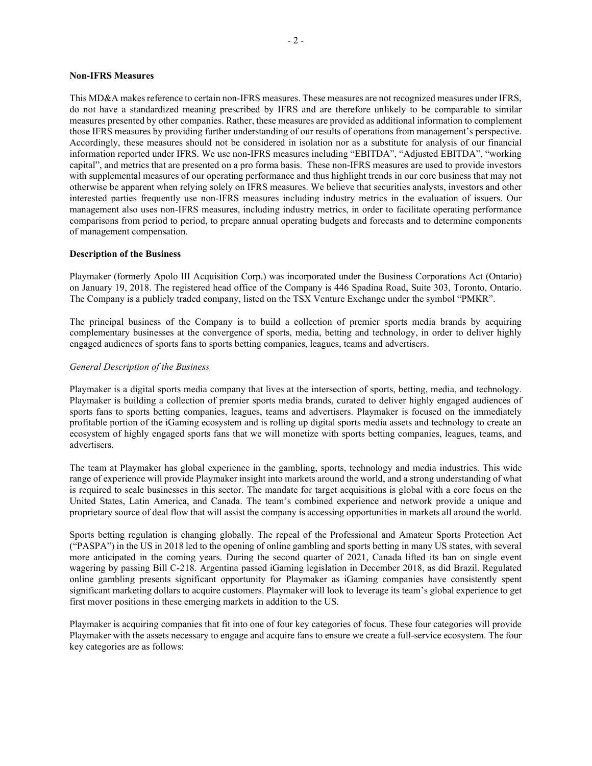**Non-IFRS Measures**

This MD&A makes reference to certain non-IFRS measures. These measures are not recognized measures under IFRS, do not have a standardized meaning prescribed by IFRS and are therefore unlikely to be comparable to similar measures presented by other companies. Rather, these measures are provided as additional information to complement those IFRS measures by providing further understanding of our results of operations from management's perspective. Accordingly, these measures should not be considered in isolation nor as a substitute for analysis of our financial information reported under IFRS. We use non-IFRS measures including "EBITDA", "Adjusted EBITDA", "working capital", and metrics that are presented on a pro forma basis. These non-IFRS measures are used to provide investors with supplemental measures of our operating performance and thus highlight trends in our core business that may not otherwise be apparent when relying solely on IFRS measures. We believe that securities analysts, investors and other interested parties frequently use non-IFRS measures including industry metrics in the evaluation of issuers. Our management also uses non-IFRS measures, including industry metrics, in order to facilitate operating performance comparisons from period to period, to prepare annual operating budgets and forecasts and to determine components of management compensation.

**Description of the Business**

Playmaker (formerly Apolo III Acquisition Corp.) was incorporated under the Business Corporations Act (Ontario) on January 19, 2018. The registered head office of the Company is 446 Spadina Road, Suite 303, Toronto, Ontario. The Company is a publicly traded company, listed on the TSX Venture Exchange under the symbol "PMKR".

The principal business of the Company is to build a collection of premier sports media brands by acquiring complementary businesses at the convergence of sports, media, betting and technology, in order to deliver highly engaged audiences of sports fans to sports betting companies, leagues, teams and advertisers.

*General Description of the Business*

Playmaker is a digital sports media company that lives at the intersection of sports, betting, media, and technology. Playmaker is building a collection of premier sports media brands, curated to deliver highly engaged audiences of sports fans to sports betting companies, leagues, teams and advertisers. Playmaker is focused on the immediately profitable portion of the iGaming ecosystem and is rolling up digital sports media assets and technology to create an ecosystem of highly engaged sports fans that we will monetize with sports betting companies, leagues, teams, and advertisers.

The team at Playmaker has global experience in the gambling, sports, technology and media industries. This wide range of experience will provide Playmaker insight into markets around the world, and a strong understanding of what is required to scale businesses in this sector. The mandate for target acquisitions is global with a core focus on the United States, Latin America, and Canada. The team's combined experience and network provide a unique and proprietary source of deal flow that will assist the company is accessing opportunities in markets all around the world.

Sports betting regulation is changing globally. The repeal of the Professional and Amateur Sports Protection Act ("PASPA") in the US in 2018 led to the opening of online gambling and sports betting in many US states, with several more anticipated in the coming years. During the second quarter of 2021, Canada lifted its ban on single event wagering by passing Bill C-218. Argentina passed iGaming legislation in December 2018, as did Brazil. Regulated online gambling presents significant opportunity for Playmaker as iGaming companies have consistently spent significant marketing dollars to acquire customers. Playmaker will look to leverage its team's global experience to get first mover positions in these emerging markets in addition to the US.

Playmaker is acquiring companies that fit into one of four key categories of focus. These four categories will provide Playmaker with the assets necessary to engage and acquire fans to ensure we create a full-service ecosystem. The four key categories are as follows: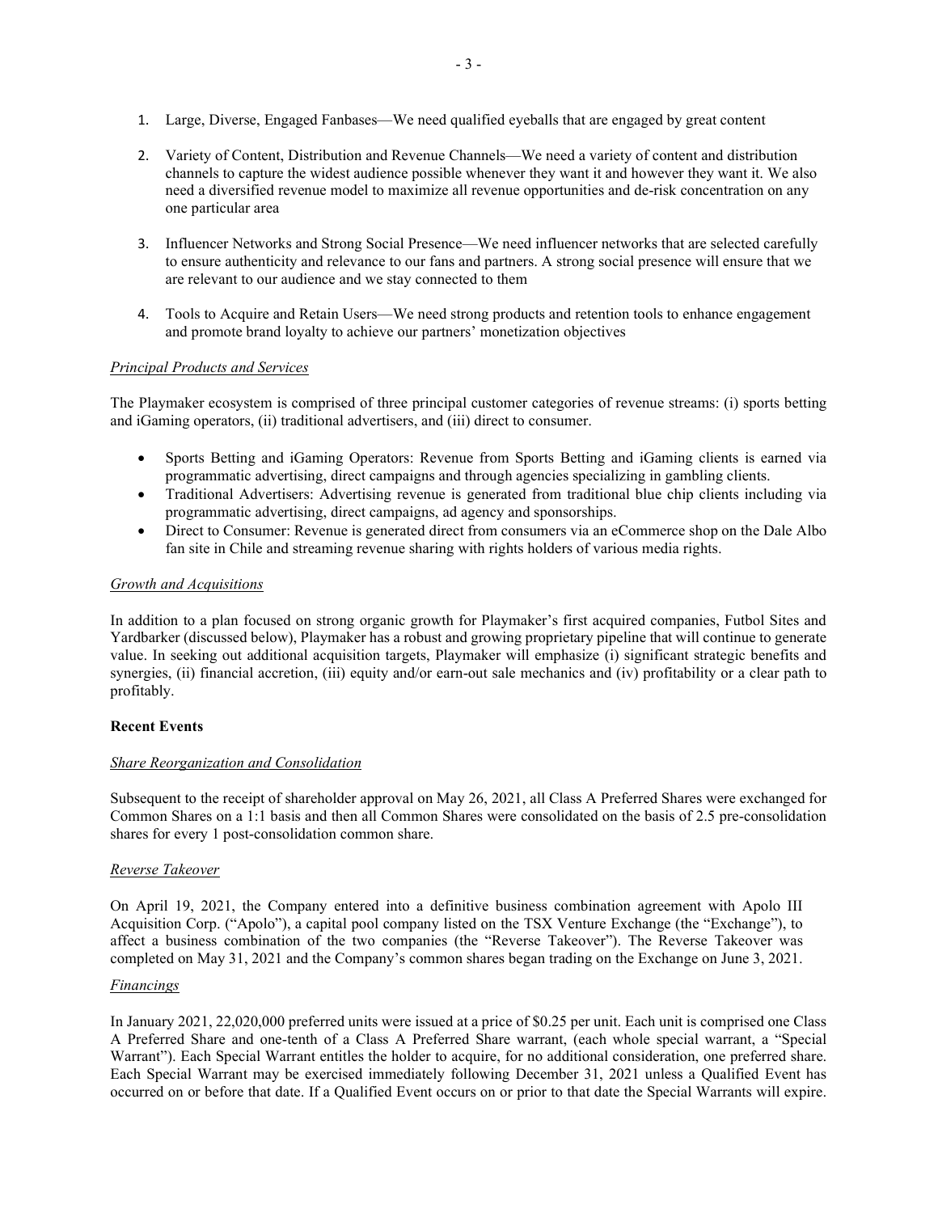1. Large, Diverse, Engaged Fanbases—We need qualified eyeballs that are engaged by great content

2. Variety of Content, Distribution and Revenue Channels—We need a variety of content and distribution channels to capture the widest audience possible whenever they want it and however they want it. We also need a diversified revenue model to maximize all revenue opportunities and de-risk concentration on any one particular area

3. Influencer Networks and Strong Social Presence—We need influencer networks that are selected carefully to ensure authenticity and relevance to our fans and partners. A strong social presence will ensure that we are relevant to our audience and we stay connected to them

4. Tools to Acquire and Retain Users—We need strong products and retention tools to enhance engagement and promote brand loyalty to achieve our partners' monetization objectives

*Principal Products and Services*

The Playmaker ecosystem is comprised of three principal customer categories of revenue streams: (i) sports betting and iGaming operators, (ii) traditional advertisers, and (iii) direct to consumer.

- Sports Betting and iGaming Operators: Revenue from Sports Betting and iGaming clients is earned via programmatic advertising, direct campaigns and through agencies specializing in gambling clients.
- Traditional Advertisers: Advertising revenue is generated from traditional blue chip clients including via programmatic advertising, direct campaigns, ad agency and sponsorships.
- Direct to Consumer: Revenue is generated direct from consumers via an eCommerce shop on the Dale Albo fan site in Chile and streaming revenue sharing with rights holders of various media rights.

*Growth and Acquisitions*

In addition to a plan focused on strong organic growth for Playmaker's first acquired companies, Futbol Sites and Yardbarker (discussed below), Playmaker has a robust and growing proprietary pipeline that will continue to generate value. In seeking out additional acquisition targets, Playmaker will emphasize (i) significant strategic benefits and synergies, (ii) financial accretion, (iii) equity and/or earn-out sale mechanics and (iv) profitability or a clear path to profitably.

**Recent Events**

*Share Reorganization and Consolidation*

Subsequent to the receipt of shareholder approval on May 26, 2021, all Class A Preferred Shares were exchanged for Common Shares on a 1:1 basis and then all Common Shares were consolidated on the basis of 2.5 pre-consolidation shares for every 1 post-consolidation common share.

*Reverse Takeover*

On April 19, 2021, the Company entered into a definitive business combination agreement with Apolo III Acquisition Corp. ("Apolo"), a capital pool company listed on the TSX Venture Exchange (the "Exchange"), to affect a business combination of the two companies (the "Reverse Takeover"). The Reverse Takeover was completed on May 31, 2021 and the Company's common shares began trading on the Exchange on June 3, 2021.

*Financings*

In January 2021, 22,020,000 preferred units were issued at a price of $0.25 per unit. Each unit is comprised one Class A Preferred Share and one-tenth of a Class A Preferred Share warrant, (each whole special warrant, a "Special Warrant"). Each Special Warrant entitles the holder to acquire, for no additional consideration, one preferred share. Each Special Warrant may be exercised immediately following December 31, 2021 unless a Qualified Event has occurred on or before that date. If a Qualified Event occurs on or prior to that date the Special Warrants will expire.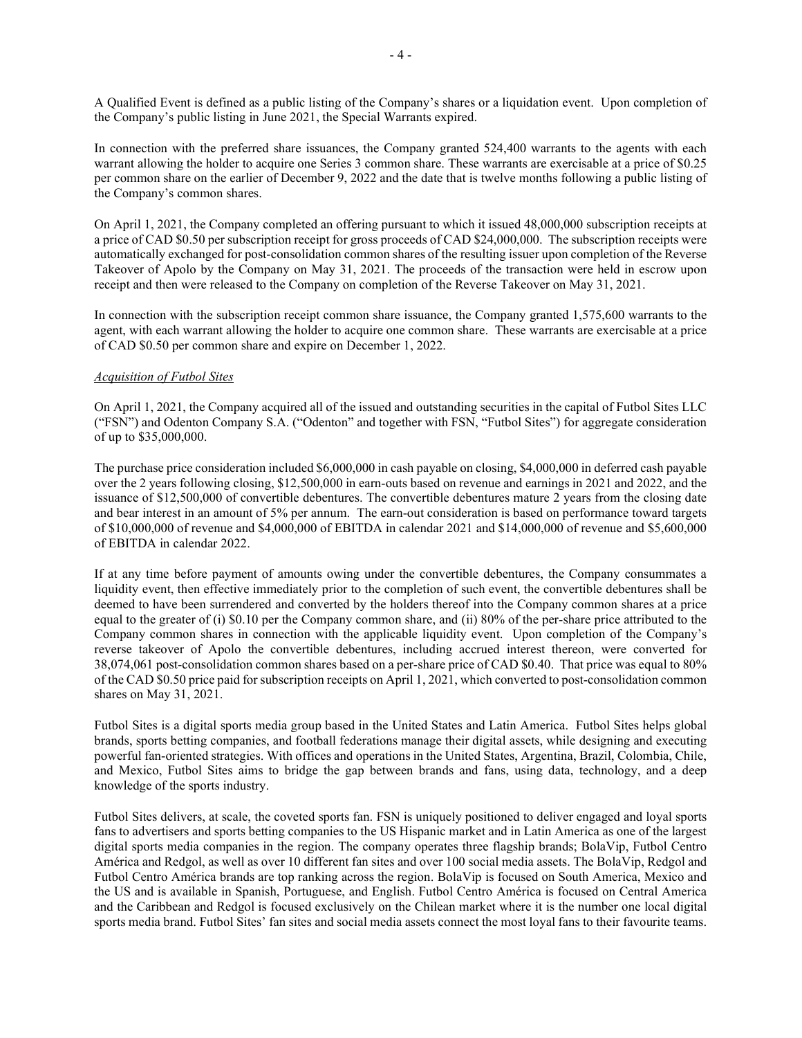A Qualified Event is defined as a public listing of the Company's shares or a liquidation event. Upon completion of the Company's public listing in June 2021, the Special Warrants expired.

In connection with the preferred share issuances, the Company granted 524,400 warrants to the agents with each warrant allowing the holder to acquire one Series 3 common share. These warrants are exercisable at a price of $0.25 per common share on the earlier of December 9, 2022 and the date that is twelve months following a public listing of the Company's common shares.

On April 1, 2021, the Company completed an offering pursuant to which it issued 48,000,000 subscription receipts at a price of CAD $0.50 per subscription receipt for gross proceeds of CAD $24,000,000. The subscription receipts were automatically exchanged for post-consolidation common shares of the resulting issuer upon completion of the Reverse Takeover of Apolo by the Company on May 31, 2021. The proceeds of the transaction were held in escrow upon receipt and then were released to the Company on completion of the Reverse Takeover on May 31, 2021.

In connection with the subscription receipt common share issuance, the Company granted 1,575,600 warrants to the agent, with each warrant allowing the holder to acquire one common share. These warrants are exercisable at a price of CAD $0.50 per common share and expire on December 1, 2022.

*Acquisition of Futbol Sites*

On April 1, 2021, the Company acquired all of the issued and outstanding securities in the capital of Futbol Sites LLC ("FSN") and Odenton Company S.A. ("Odenton" and together with FSN, "Futbol Sites") for aggregate consideration of up to $35,000,000.

The purchase price consideration included $6,000,000 in cash payable on closing, $4,000,000 in deferred cash payable over the 2 years following closing, $12,500,000 in earn-outs based on revenue and earnings in 2021 and 2022, and the issuance of $12,500,000 of convertible debentures. The convertible debentures mature 2 years from the closing date and bear interest in an amount of 5% per annum. The earn-out consideration is based on performance toward targets of $10,000,000 of revenue and $4,000,000 of EBITDA in calendar 2021 and $14,000,000 of revenue and $5,600,000 of EBITDA in calendar 2022.

If at any time before payment of amounts owing under the convertible debentures, the Company consummates a liquidity event, then effective immediately prior to the completion of such event, the convertible debentures shall be deemed to have been surrendered and converted by the holders thereof into the Company common shares at a price equal to the greater of (i) $0.10 per the Company common share, and (ii) 80% of the per-share price attributed to the Company common shares in connection with the applicable liquidity event. Upon completion of the Company's reverse takeover of Apolo the convertible debentures, including accrued interest thereon, were converted for 38,074,061 post-consolidation common shares based on a per-share price of CAD $0.40. That price was equal to 80% of the CAD $0.50 price paid for subscription receipts on April 1, 2021, which converted to post-consolidation common shares on May 31, 2021.

Futbol Sites is a digital sports media group based in the United States and Latin America. Futbol Sites helps global brands, sports betting companies, and football federations manage their digital assets, while designing and executing powerful fan-oriented strategies. With offices and operations in the United States, Argentina, Brazil, Colombia, Chile, and Mexico, Futbol Sites aims to bridge the gap between brands and fans, using data, technology, and a deep knowledge of the sports industry.

Futbol Sites delivers, at scale, the coveted sports fan. FSN is uniquely positioned to deliver engaged and loyal sports fans to advertisers and sports betting companies to the US Hispanic market and in Latin America as one of the largest digital sports media companies in the region. The company operates three flagship brands; BolaVip, Futbol Centro América and Redgol, as well as over 10 different fan sites and over 100 social media assets. The BolaVip, Redgol and Futbol Centro América brands are top ranking across the region. BolaVip is focused on South America, Mexico and the US and is available in Spanish, Portuguese, and English. Futbol Centro América is focused on Central America and the Caribbean and Redgol is focused exclusively on the Chilean market where it is the number one local digital sports media brand. Futbol Sites' fan sites and social media assets connect the most loyal fans to their favourite teams.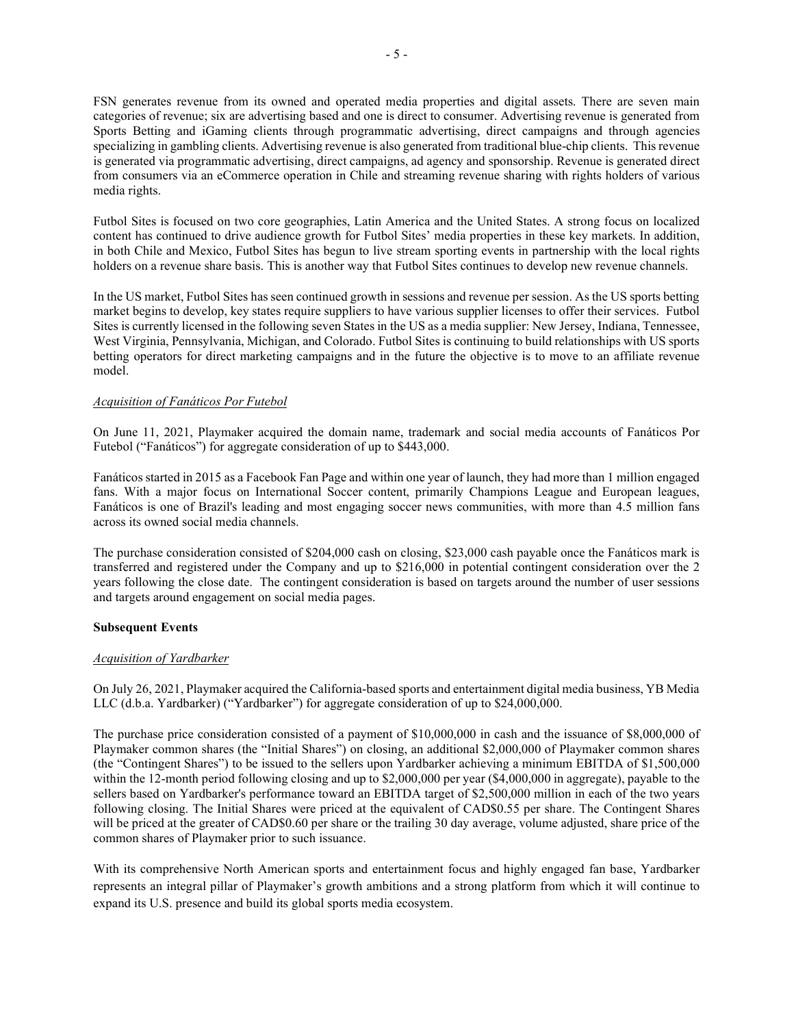FSN generates revenue from its owned and operated media properties and digital assets. There are seven main categories of revenue; six are advertising based and one is direct to consumer. Advertising revenue is generated from Sports Betting and iGaming clients through programmatic advertising, direct campaigns and through agencies specializing in gambling clients. Advertising revenue is also generated from traditional blue-chip clients. This revenue is generated via programmatic advertising, direct campaigns, ad agency and sponsorship. Revenue is generated direct from consumers via an eCommerce operation in Chile and streaming revenue sharing with rights holders of various media rights.

Futbol Sites is focused on two core geographies, Latin America and the United States. A strong focus on localized content has continued to drive audience growth for Futbol Sites' media properties in these key markets. In addition, in both Chile and Mexico, Futbol Sites has begun to live stream sporting events in partnership with the local rights holders on a revenue share basis. This is another way that Futbol Sites continues to develop new revenue channels.

In the US market, Futbol Sites has seen continued growth in sessions and revenue per session. As the US sports betting market begins to develop, key states require suppliers to have various supplier licenses to offer their services. Futbol Sites is currently licensed in the following seven States in the US as a media supplier: New Jersey, Indiana, Tennessee, West Virginia, Pennsylvania, Michigan, and Colorado. Futbol Sites is continuing to build relationships with US sports betting operators for direct marketing campaigns and in the future the objective is to move to an affiliate revenue model.

*Acquisition of Fanáticos Por Futebol*

On June 11, 2021, Playmaker acquired the domain name, trademark and social media accounts of Fanáticos Por Futebol ("Fanáticos") for aggregate consideration of up to $443,000.

Fanáticos started in 2015 as a Facebook Fan Page and within one year of launch, they had more than 1 million engaged fans. With a major focus on International Soccer content, primarily Champions League and European leagues, Fanáticos is one of Brazil's leading and most engaging soccer news communities, with more than 4.5 million fans across its owned social media channels.

The purchase consideration consisted of $204,000 cash on closing, $23,000 cash payable once the Fanáticos mark is transferred and registered under the Company and up to $216,000 in potential contingent consideration over the 2 years following the close date. The contingent consideration is based on targets around the number of user sessions and targets around engagement on social media pages.

**Subsequent Events**

*Acquisition of Yardbarker*

On July 26, 2021, Playmaker acquired the California-based sports and entertainment digital media business, YB Media LLC (d.b.a. Yardbarker) ("Yardbarker") for aggregate consideration of up to $24,000,000.

The purchase price consideration consisted of a payment of $10,000,000 in cash and the issuance of $8,000,000 of Playmaker common shares (the "Initial Shares") on closing, an additional $2,000,000 of Playmaker common shares (the "Contingent Shares") to be issued to the sellers upon Yardbarker achieving a minimum EBITDA of $1,500,000 within the 12-month period following closing and up to $2,000,000 per year ($4,000,000 in aggregate), payable to the sellers based on Yardbarker's performance toward an EBITDA target of $2,500,000 million in each of the two years following closing. The Initial Shares were priced at the equivalent of CAD$0.55 per share. The Contingent Shares will be priced at the greater of CAD$0.60 per share or the trailing 30 day average, volume adjusted, share price of the common shares of Playmaker prior to such issuance.

With its comprehensive North American sports and entertainment focus and highly engaged fan base, Yardbarker represents an integral pillar of Playmaker's growth ambitions and a strong platform from which it will continue to expand its U.S. presence and build its global sports media ecosystem.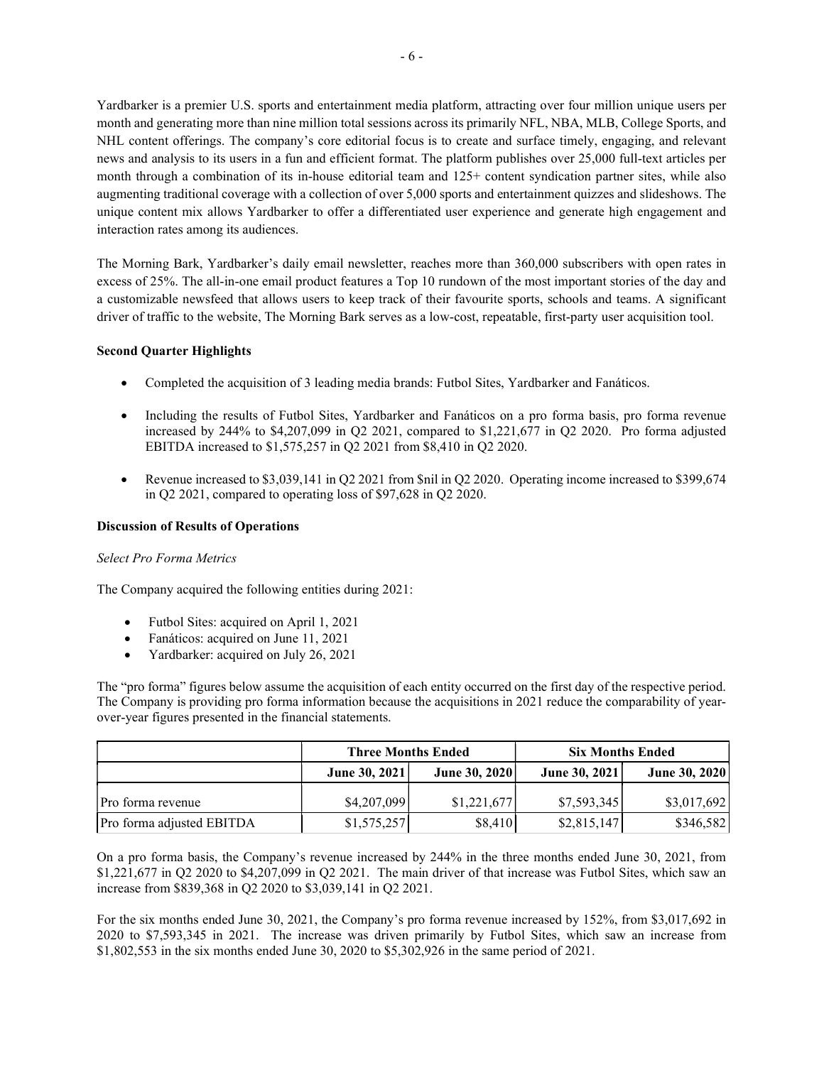Yardbarker is a premier U.S. sports and entertainment media platform, attracting over four million unique users per month and generating more than nine million total sessions across its primarily NFL, NBA, MLB, College Sports, and NHL content offerings. The company's core editorial focus is to create and surface timely, engaging, and relevant news and analysis to its users in a fun and efficient format. The platform publishes over 25,000 full-text articles per month through a combination of its in-house editorial team and 125+ content syndication partner sites, while also augmenting traditional coverage with a collection of over 5,000 sports and entertainment quizzes and slideshows. The unique content mix allows Yardbarker to offer a differentiated user experience and generate high engagement and interaction rates among its audiences.

The Morning Bark, Yardbarker's daily email newsletter, reaches more than 360,000 subscribers with open rates in excess of 25%. The all-in-one email product features a Top 10 rundown of the most important stories of the day and a customizable newsfeed that allows users to keep track of their favourite sports, schools and teams. A significant driver of traffic to the website, The Morning Bark serves as a low-cost, repeatable, first-party user acquisition tool.

**Second Quarter Highlights**

- Completed the acquisition of 3 leading media brands: Futbol Sites, Yardbarker and Fanáticos.
- Including the results of Futbol Sites, Yardbarker and Fanáticos on a pro forma basis, pro forma revenue increased by 244% to $4,207,099 in Q2 2021, compared to $1,221,677 in Q2 2020. Pro forma adjusted EBITDA increased to $1,575,257 in Q2 2021 from $8,410 in Q2 2020.
- Revenue increased to $3,039,141 in Q2 2021 from $nil in Q2 2020. Operating income increased to $399,674 in Q2 2021, compared to operating loss of $97,628 in Q2 2020.

**Discussion of Results of Operations**

*Select Pro Forma Metrics*

The Company acquired the following entities during 2021:

- Futbol Sites: acquired on April 1, 2021
- Fanáticos: acquired on June 11, 2021
- Yardbarker: acquired on July 26, 2021

The "pro forma" figures below assume the acquisition of each entity occurred on the first day of the respective period. The Company is providing pro forma information because the acquisitions in 2021 reduce the comparability of year-over-year figures presented in the financial statements.

| | Three Months Ended | | Six Months Ended | |
|---|---|---|---|---|
| | **June 30, 2021** | **June 30, 2020** | **June 30, 2021** | **June 30, 2020** |
| Pro forma revenue | $4,207,099 | $1,221,677 | $7,593,345 | $3,017,692 |
| Pro forma adjusted EBITDA | $1,575,257 | $8,410 | $2,815,147 | $346,582 |

On a pro forma basis, the Company's revenue increased by 244% in the three months ended June 30, 2021, from $1,221,677 in Q2 2020 to $4,207,099 in Q2 2021. The main driver of that increase was Futbol Sites, which saw an increase from $839,368 in Q2 2020 to $3,039,141 in Q2 2021.

For the six months ended June 30, 2021, the Company's pro forma revenue increased by 152%, from $3,017,692 in 2020 to $7,593,345 in 2021. The increase was driven primarily by Futbol Sites, which saw an increase from $1,802,553 in the six months ended June 30, 2020 to $5,302,926 in the same period of 2021.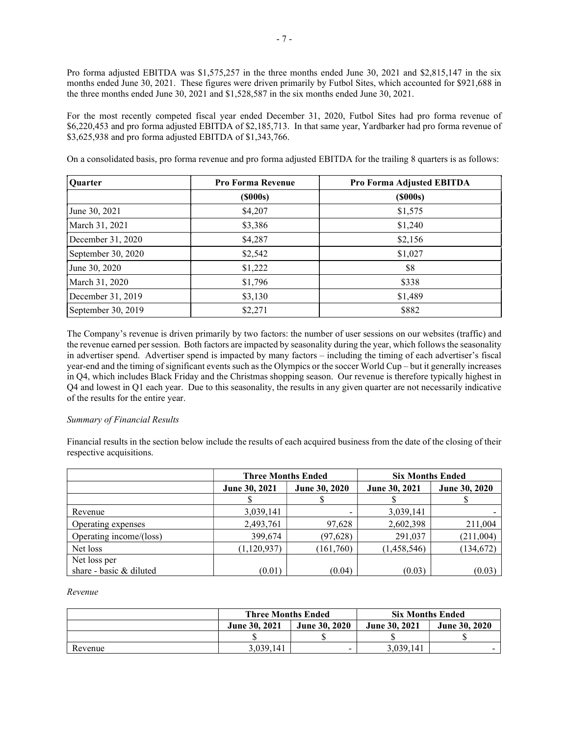Pro forma adjusted EBITDA was $1,575,257 in the three months ended June 30, 2021 and $2,815,147 in the six months ended June 30, 2021. These figures were driven primarily by Futbol Sites, which accounted for $921,688 in the three months ended June 30, 2021 and $1,528,587 in the six months ended June 30, 2021.

For the most recently competed fiscal year ended December 31, 2020, Futbol Sites had pro forma revenue of $6,220,453 and pro forma adjusted EBITDA of $2,185,713. In that same year, Yardbarker had pro forma revenue of $3,625,938 and pro forma adjusted EBITDA of $1,343,766.

On a consolidated basis, pro forma revenue and pro forma adjusted EBITDA for the trailing 8 quarters is as follows:

| Quarter | Pro Forma Revenue | Pro Forma Adjusted EBITDA |
|---|---|---|
| | ($000s) | ($000s) |
| June 30, 2021 | $4,207 | $1,575 |
| March 31, 2021 | $3,386 | $1,240 |
| December 31, 2020 | $4,287 | $2,156 |
| September 30, 2020 | $2,542 | $1,027 |
| June 30, 2020 | $1,222 | $8 |
| March 31, 2020 | $1,796 | $338 |
| December 31, 2019 | $3,130 | $1,489 |
| September 30, 2019 | $2,271 | $882 |

The Company's revenue is driven primarily by two factors: the number of user sessions on our websites (traffic) and the revenue earned per session. Both factors are impacted by seasonality during the year, which follows the seasonality in advertiser spend. Advertiser spend is impacted by many factors – including the timing of each advertiser's fiscal year-end and the timing of significant events such as the Olympics or the soccer World Cup – but it generally increases in Q4, which includes Black Friday and the Christmas shopping season. Our revenue is therefore typically highest in Q4 and lowest in Q1 each year. Due to this seasonality, the results in any given quarter are not necessarily indicative of the results for the entire year.

*Summary of Financial Results*

Financial results in the section below include the results of each acquired business from the date of the closing of their respective acquisitions.

| | Three Months Ended | | Six Months Ended | |
|---|---|---|---|---|
| | June 30, 2021 | June 30, 2020 | June 30, 2021 | June 30, 2020 |
| | $ | $ | $ | $ |
| Revenue | 3,039,141 | - | 3,039,141 | - |
| Operating expenses | 2,493,761 | 97,628 | 2,602,398 | 211,004 |
| Operating income/(loss) | 399,674 | (97,628) | 291,037 | (211,004) |
| Net loss | (1,120,937) | (161,760) | (1,458,546) | (134,672) |
| Net loss per share - basic & diluted | (0.01) | (0.04) | (0.03) | (0.03) |

*Revenue*

| | Three Months Ended | | Six Months Ended | |
|---|---|---|---|---|
| | June 30, 2021 | June 30, 2020 | June 30, 2021 | June 30, 2020 |
| | $ | $ | $ | $ |
| Revenue | 3,039,141 | - | 3,039,141 | - |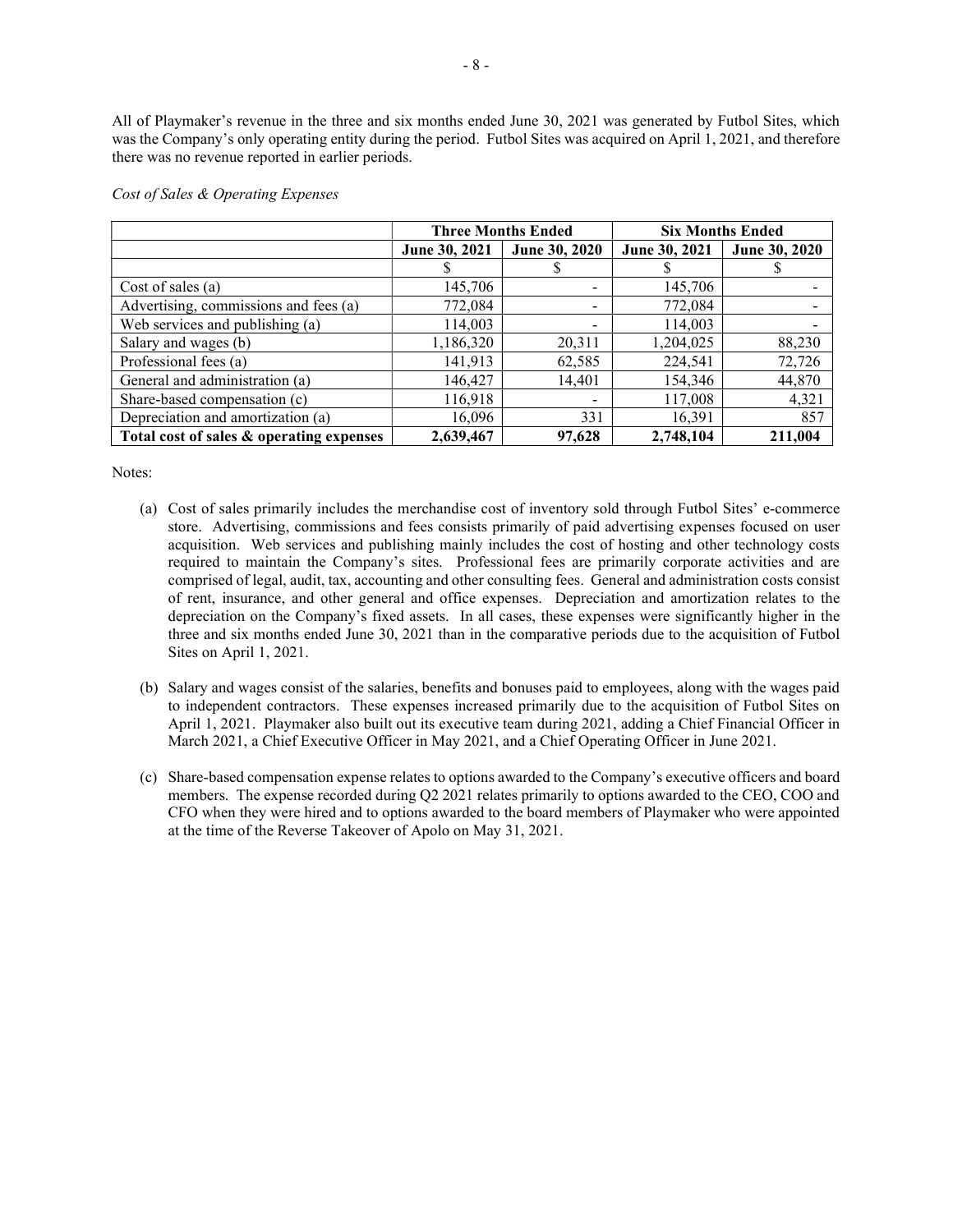All of Playmaker's revenue in the three and six months ended June 30, 2021 was generated by Futbol Sites, which was the Company's only operating entity during the period. Futbol Sites was acquired on April 1, 2021, and therefore there was no revenue reported in earlier periods.

*Cost of Sales & Operating Expenses*

| | Three Months Ended | | Six Months Ended | |
|---|---|---|---|---|
| | June 30, 2021 | June 30, 2020 | June 30, 2021 | June 30, 2020 |
| | $ | $ | $ | $ |
| Cost of sales (a) | 145,706 | - | 145,706 | - |
| Advertising, commissions and fees (a) | 772,084 | - | 772,084 | - |
| Web services and publishing (a) | 114,003 | - | 114,003 | - |
| Salary and wages (b) | 1,186,320 | 20,311 | 1,204,025 | 88,230 |
| Professional fees (a) | 141,913 | 62,585 | 224,541 | 72,726 |
| General and administration (a) | 146,427 | 14,401 | 154,346 | 44,870 |
| Share-based compensation (c) | 116,918 | - | 117,008 | 4,321 |
| Depreciation and amortization (a) | 16,096 | 331 | 16,391 | 857 |
| **Total cost of sales & operating expenses** | **2,639,467** | **97,628** | **2,748,104** | **211,004** |

Notes:

(a) Cost of sales primarily includes the merchandise cost of inventory sold through Futbol Sites' e-commerce store. Advertising, commissions and fees consists primarily of paid advertising expenses focused on user acquisition. Web services and publishing mainly includes the cost of hosting and other technology costs required to maintain the Company's sites. Professional fees are primarily corporate activities and are comprised of legal, audit, tax, accounting and other consulting fees. General and administration costs consist of rent, insurance, and other general and office expenses. Depreciation and amortization relates to the depreciation on the Company's fixed assets. In all cases, these expenses were significantly higher in the three and six months ended June 30, 2021 than in the comparative periods due to the acquisition of Futbol Sites on April 1, 2021.

(b) Salary and wages consist of the salaries, benefits and bonuses paid to employees, along with the wages paid to independent contractors. These expenses increased primarily due to the acquisition of Futbol Sites on April 1, 2021. Playmaker also built out its executive team during 2021, adding a Chief Financial Officer in March 2021, a Chief Executive Officer in May 2021, and a Chief Operating Officer in June 2021.

(c) Share-based compensation expense relates to options awarded to the Company's executive officers and board members. The expense recorded during Q2 2021 relates primarily to options awarded to the CEO, COO and CFO when they were hired and to options awarded to the board members of Playmaker who were appointed at the time of the Reverse Takeover of Apolo on May 31, 2021.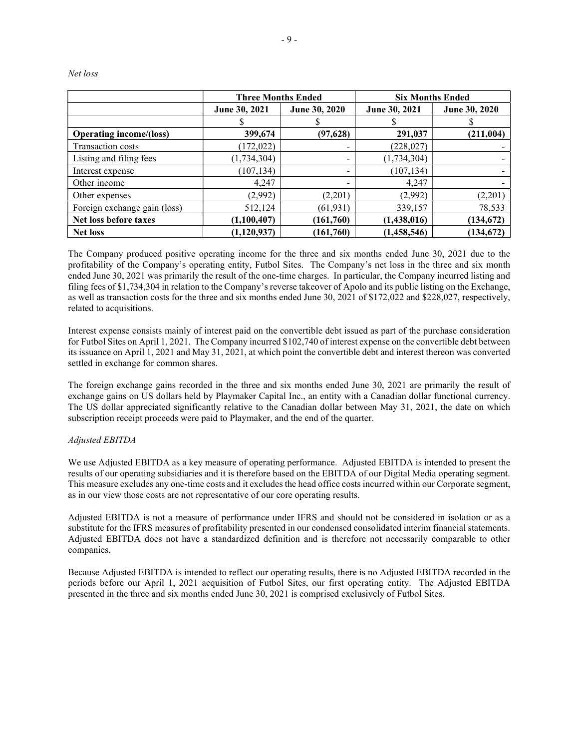*Net loss*

| | Three Months Ended | | Six Months Ended | |
|---|---|---|---|---|
| | **June 30, 2021** | **June 30, 2020** | **June 30, 2021** | **June 30, 2020** |
| | $ | $ | $ | $ |
| **Operating income/(loss)** | **399,674** | **(97,628)** | **291,037** | **(211,004)** |
| Transaction costs | (172,022) | - | (228,027) | - |
| Listing and filing fees | (1,734,304) | - | (1,734,304) | - |
| Interest expense | (107,134) | - | (107,134) | - |
| Other income | 4,247 | - | 4,247 | - |
| Other expenses | (2,992) | (2,201) | (2,992) | (2,201) |
| Foreign exchange gain (loss) | 512,124 | (61,931) | 339,157 | 78,533 |
| **Net loss before taxes** | **(1,100,407)** | **(161,760)** | **(1,438,016)** | **(134,672)** |
| **Net loss** | **(1,120,937)** | **(161,760)** | **(1,458,546)** | **(134,672)** |

The Company produced positive operating income for the three and six months ended June 30, 2021 due to the profitability of the Company's operating entity, Futbol Sites. The Company's net loss in the three and six month ended June 30, 2021 was primarily the result of the one-time charges. In particular, the Company incurred listing and filing fees of $1,734,304 in relation to the Company's reverse takeover of Apolo and its public listing on the Exchange, as well as transaction costs for the three and six months ended June 30, 2021 of $172,022 and $228,027, respectively, related to acquisitions.

Interest expense consists mainly of interest paid on the convertible debt issued as part of the purchase consideration for Futbol Sites on April 1, 2021. The Company incurred $102,740 of interest expense on the convertible debt between its issuance on April 1, 2021 and May 31, 2021, at which point the convertible debt and interest thereon was converted settled in exchange for common shares.

The foreign exchange gains recorded in the three and six months ended June 30, 2021 are primarily the result of exchange gains on US dollars held by Playmaker Capital Inc., an entity with a Canadian dollar functional currency. The US dollar appreciated significantly relative to the Canadian dollar between May 31, 2021, the date on which subscription receipt proceeds were paid to Playmaker, and the end of the quarter.

*Adjusted EBITDA*

We use Adjusted EBITDA as a key measure of operating performance. Adjusted EBITDA is intended to present the results of our operating subsidiaries and it is therefore based on the EBITDA of our Digital Media operating segment. This measure excludes any one-time costs and it excludes the head office costs incurred within our Corporate segment, as in our view those costs are not representative of our core operating results.

Adjusted EBITDA is not a measure of performance under IFRS and should not be considered in isolation or as a substitute for the IFRS measures of profitability presented in our condensed consolidated interim financial statements. Adjusted EBITDA does not have a standardized definition and is therefore not necessarily comparable to other companies.

Because Adjusted EBITDA is intended to reflect our operating results, there is no Adjusted EBITDA recorded in the periods before our April 1, 2021 acquisition of Futbol Sites, our first operating entity. The Adjusted EBITDA presented in the three and six months ended June 30, 2021 is comprised exclusively of Futbol Sites.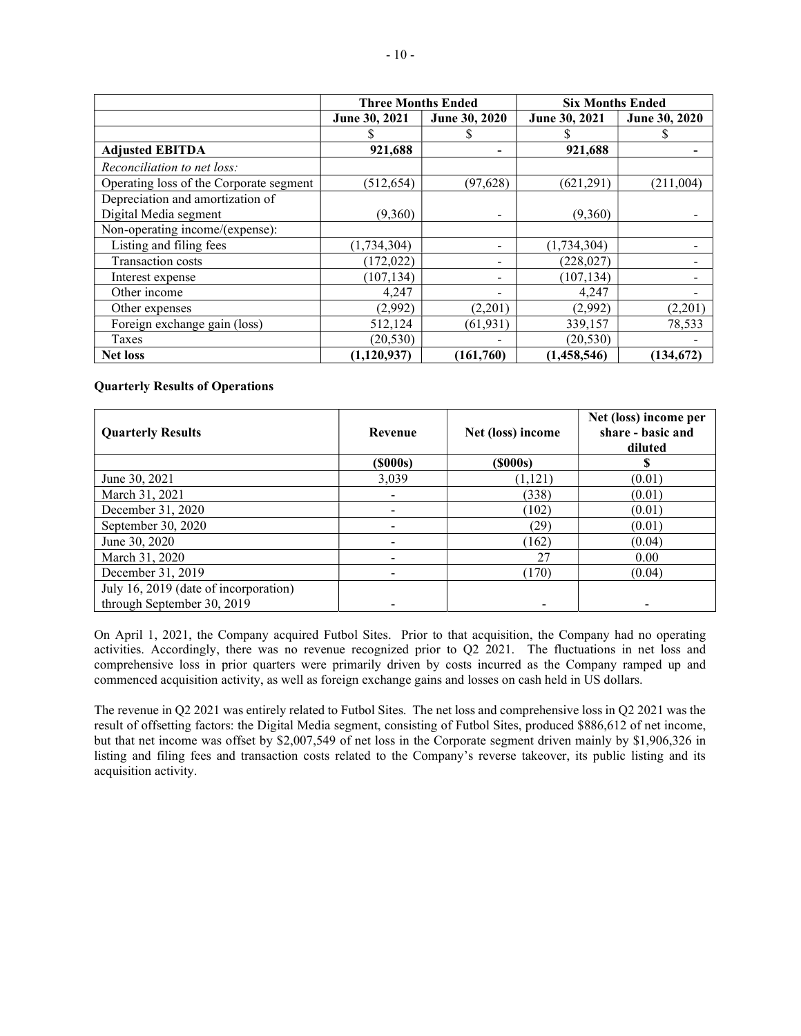| | Three Months Ended | | Six Months Ended | |
|---|---|---|---|---|
| | June 30, 2021 | June 30, 2020 | June 30, 2021 | June 30, 2020 |
| | $ | $ | $ | $ |
| **Adjusted EBITDA** | **921,688** | **-** | **921,688** | **-** |
| *Reconciliation to net loss:* | | | | |
| Operating loss of the Corporate segment | (512,654) | (97,628) | (621,291) | (211,004) |
| Depreciation and amortization of Digital Media segment | (9,360) | - | (9,360) | - |
| Non-operating income/(expense): | | | | |
| Listing and filing fees | (1,734,304) | - | (1,734,304) | - |
| Transaction costs | (172,022) | - | (228,027) | - |
| Interest expense | (107,134) | - | (107,134) | - |
| Other income | 4,247 | - | 4,247 | - |
| Other expenses | (2,992) | (2,201) | (2,992) | (2,201) |
| Foreign exchange gain (loss) | 512,124 | (61,931) | 339,157 | 78,533 |
| Taxes | (20,530) | - | (20,530) | - |
| **Net loss** | **(1,120,937)** | **(161,760)** | **(1,458,546)** | **(134,672)** |

**Quarterly Results of Operations**

| Quarterly Results | Revenue | Net (loss) income | Net (loss) income per share - basic and diluted |
|---|---|---|---|
| | ($000s) | ($000s) | $ |
| June 30, 2021 | 3,039 | (1,121) | (0.01) |
| March 31, 2021 | - | (338) | (0.01) |
| December 31, 2020 | - | (102) | (0.01) |
| September 30, 2020 | - | (29) | (0.01) |
| June 30, 2020 | - | (162) | (0.04) |
| March 31, 2020 | - | 27 | 0.00 |
| December 31, 2019 | - | (170) | (0.04) |
| July 16, 2019 (date of incorporation) through September 30, 2019 | - | - | - |

On April 1, 2021, the Company acquired Futbol Sites. Prior to that acquisition, the Company had no operating activities. Accordingly, there was no revenue recognized prior to Q2 2021. The fluctuations in net loss and comprehensive loss in prior quarters were primarily driven by costs incurred as the Company ramped up and commenced acquisition activity, as well as foreign exchange gains and losses on cash held in US dollars.

The revenue in Q2 2021 was entirely related to Futbol Sites. The net loss and comprehensive loss in Q2 2021 was the result of offsetting factors: the Digital Media segment, consisting of Futbol Sites, produced $886,612 of net income, but that net income was offset by $2,007,549 of net loss in the Corporate segment driven mainly by $1,906,326 in listing and filing fees and transaction costs related to the Company's reverse takeover, its public listing and its acquisition activity.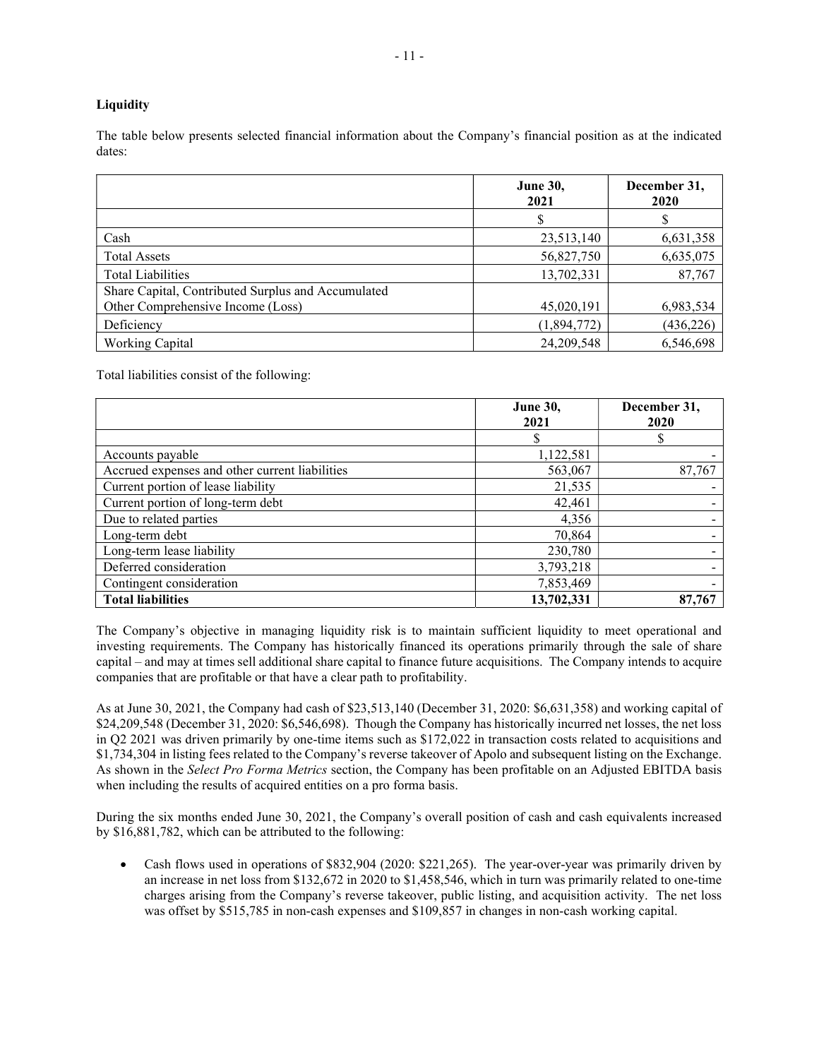**Liquidity**

The table below presents selected financial information about the Company's financial position as at the indicated dates:

| | June 30, 2021 | December 31, 2020 |
|---|---|---|
| | $ | $ |
| Cash | 23,513,140 | 6,631,358 |
| Total Assets | 56,827,750 | 6,635,075 |
| Total Liabilities | 13,702,331 | 87,767 |
| Share Capital, Contributed Surplus and Accumulated Other Comprehensive Income (Loss) | 45,020,191 | 6,983,534 |
| Deficiency | (1,894,772) | (436,226) |
| Working Capital | 24,209,548 | 6,546,698 |

Total liabilities consist of the following:

| | June 30, 2021 | December 31, 2020 |
|---|---|---|
| | $ | $ |
| Accounts payable | 1,122,581 | - |
| Accrued expenses and other current liabilities | 563,067 | 87,767 |
| Current portion of lease liability | 21,535 | - |
| Current portion of long-term debt | 42,461 | - |
| Due to related parties | 4,356 | - |
| Long-term debt | 70,864 | - |
| Long-term lease liability | 230,780 | - |
| Deferred consideration | 3,793,218 | - |
| Contingent consideration | 7,853,469 | - |
| **Total liabilities** | **13,702,331** | **87,767** |

The Company's objective in managing liquidity risk is to maintain sufficient liquidity to meet operational and investing requirements. The Company has historically financed its operations primarily through the sale of share capital – and may at times sell additional share capital to finance future acquisitions. The Company intends to acquire companies that are profitable or that have a clear path to profitability.

As at June 30, 2021, the Company had cash of $23,513,140 (December 31, 2020: $6,631,358) and working capital of $24,209,548 (December 31, 2020: $6,546,698). Though the Company has historically incurred net losses, the net loss in Q2 2021 was driven primarily by one-time items such as $172,022 in transaction costs related to acquisitions and $1,734,304 in listing fees related to the Company's reverse takeover of Apolo and subsequent listing on the Exchange. As shown in the *Select Pro Forma Metrics* section, the Company has been profitable on an Adjusted EBITDA basis when including the results of acquired entities on a pro forma basis.

During the six months ended June 30, 2021, the Company's overall position of cash and cash equivalents increased by $16,881,782, which can be attributed to the following:

- Cash flows used in operations of $832,904 (2020: $221,265). The year-over-year was primarily driven by an increase in net loss from $132,672 in 2020 to $1,458,546, which in turn was primarily related to one-time charges arising from the Company's reverse takeover, public listing, and acquisition activity. The net loss was offset by $515,785 in non-cash expenses and $109,857 in changes in non-cash working capital.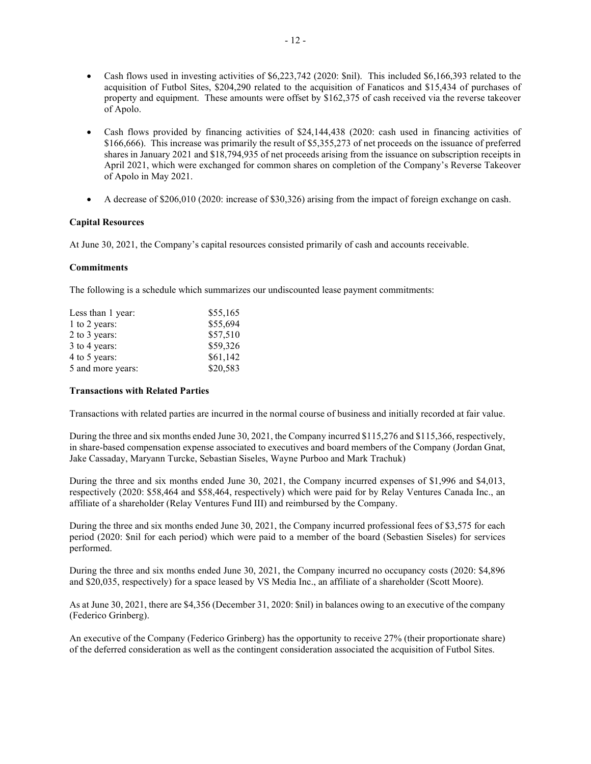- Cash flows used in investing activities of $6,223,742 (2020: $nil). This included $6,166,393 related to the acquisition of Futbol Sites, $204,290 related to the acquisition of Fanaticos and $15,434 of purchases of property and equipment. These amounts were offset by $162,375 of cash received via the reverse takeover of Apolo.

- Cash flows provided by financing activities of $24,144,438 (2020: cash used in financing activities of $166,666). This increase was primarily the result of $5,355,273 of net proceeds on the issuance of preferred shares in January 2021 and $18,794,935 of net proceeds arising from the issuance on subscription receipts in April 2021, which were exchanged for common shares on completion of the Company's Reverse Takeover of Apolo in May 2021.

- A decrease of $206,010 (2020: increase of $30,326) arising from the impact of foreign exchange on cash.

**Capital Resources**

At June 30, 2021, the Company's capital resources consisted primarily of cash and accounts receivable.

**Commitments**

The following is a schedule which summarizes our undiscounted lease payment commitments:

| | |
|---|---|
| Less than 1 year: | $55,165 |
| 1 to 2 years: | $55,694 |
| 2 to 3 years: | $57,510 |
| 3 to 4 years: | $59,326 |
| 4 to 5 years: | $61,142 |
| 5 and more years: | $20,583 |

**Transactions with Related Parties**

Transactions with related parties are incurred in the normal course of business and initially recorded at fair value.

During the three and six months ended June 30, 2021, the Company incurred $115,276 and $115,366, respectively, in share-based compensation expense associated to executives and board members of the Company (Jordan Gnat, Jake Cassaday, Maryann Turcke, Sebastian Siseles, Wayne Purboo and Mark Trachuk)

During the three and six months ended June 30, 2021, the Company incurred expenses of $1,996 and $4,013, respectively (2020: $58,464 and $58,464, respectively) which were paid for by Relay Ventures Canada Inc., an affiliate of a shareholder (Relay Ventures Fund III) and reimbursed by the Company.

During the three and six months ended June 30, 2021, the Company incurred professional fees of $3,575 for each period (2020: $nil for each period) which were paid to a member of the board (Sebastien Siseles) for services performed.

During the three and six months ended June 30, 2021, the Company incurred no occupancy costs (2020: $4,896 and $20,035, respectively) for a space leased by VS Media Inc., an affiliate of a shareholder (Scott Moore).

As at June 30, 2021, there are $4,356 (December 31, 2020: $nil) in balances owing to an executive of the company (Federico Grinberg).

An executive of the Company (Federico Grinberg) has the opportunity to receive 27% (their proportionate share) of the deferred consideration as well as the contingent consideration associated the acquisition of Futbol Sites.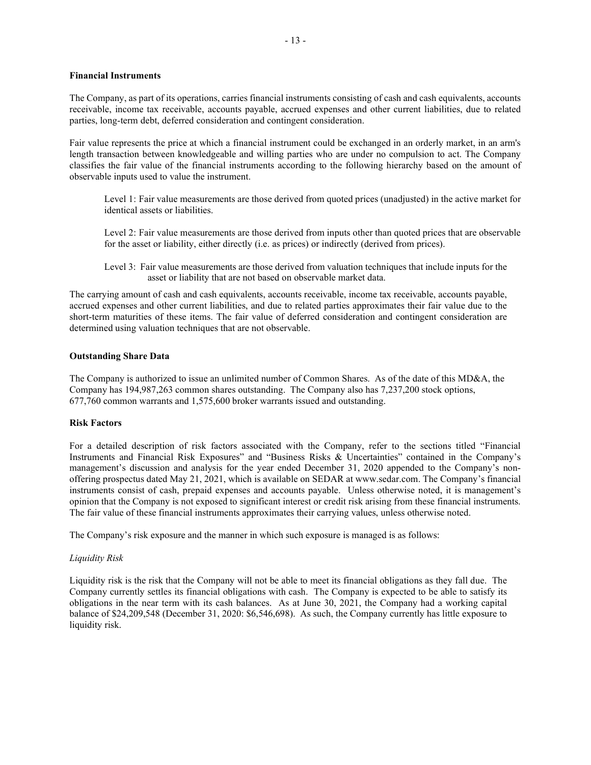**Financial Instruments**

The Company, as part of its operations, carries financial instruments consisting of cash and cash equivalents, accounts receivable, income tax receivable, accounts payable, accrued expenses and other current liabilities, due to related parties, long-term debt, deferred consideration and contingent consideration.

Fair value represents the price at which a financial instrument could be exchanged in an orderly market, in an arm's length transaction between knowledgeable and willing parties who are under no compulsion to act. The Company classifies the fair value of the financial instruments according to the following hierarchy based on the amount of observable inputs used to value the instrument.

> Level 1: Fair value measurements are those derived from quoted prices (unadjusted) in the active market for identical assets or liabilities.
>
> Level 2: Fair value measurements are those derived from inputs other than quoted prices that are observable for the asset or liability, either directly (i.e. as prices) or indirectly (derived from prices).
>
> Level 3: Fair value measurements are those derived from valuation techniques that include inputs for the asset or liability that are not based on observable market data.

The carrying amount of cash and cash equivalents, accounts receivable, income tax receivable, accounts payable, accrued expenses and other current liabilities, and due to related parties approximates their fair value due to the short-term maturities of these items. The fair value of deferred consideration and contingent consideration are determined using valuation techniques that are not observable.

**Outstanding Share Data**

The Company is authorized to issue an unlimited number of Common Shares. As of the date of this MD&A, the Company has 194,987,263 common shares outstanding. The Company also has 7,237,200 stock options, 677,760 common warrants and 1,575,600 broker warrants issued and outstanding.

**Risk Factors**

For a detailed description of risk factors associated with the Company, refer to the sections titled "Financial Instruments and Financial Risk Exposures" and "Business Risks & Uncertainties" contained in the Company's management's discussion and analysis for the year ended December 31, 2020 appended to the Company's non-offering prospectus dated May 21, 2021, which is available on SEDAR at www.sedar.com. The Company's financial instruments consist of cash, prepaid expenses and accounts payable. Unless otherwise noted, it is management's opinion that the Company is not exposed to significant interest or credit risk arising from these financial instruments. The fair value of these financial instruments approximates their carrying values, unless otherwise noted.

The Company's risk exposure and the manner in which such exposure is managed is as follows:

*Liquidity Risk*

Liquidity risk is the risk that the Company will not be able to meet its financial obligations as they fall due. The Company currently settles its financial obligations with cash. The Company is expected to be able to satisfy its obligations in the near term with its cash balances. As at June 30, 2021, the Company had a working capital balance of $24,209,548 (December 31, 2020: $6,546,698). As such, the Company currently has little exposure to liquidity risk.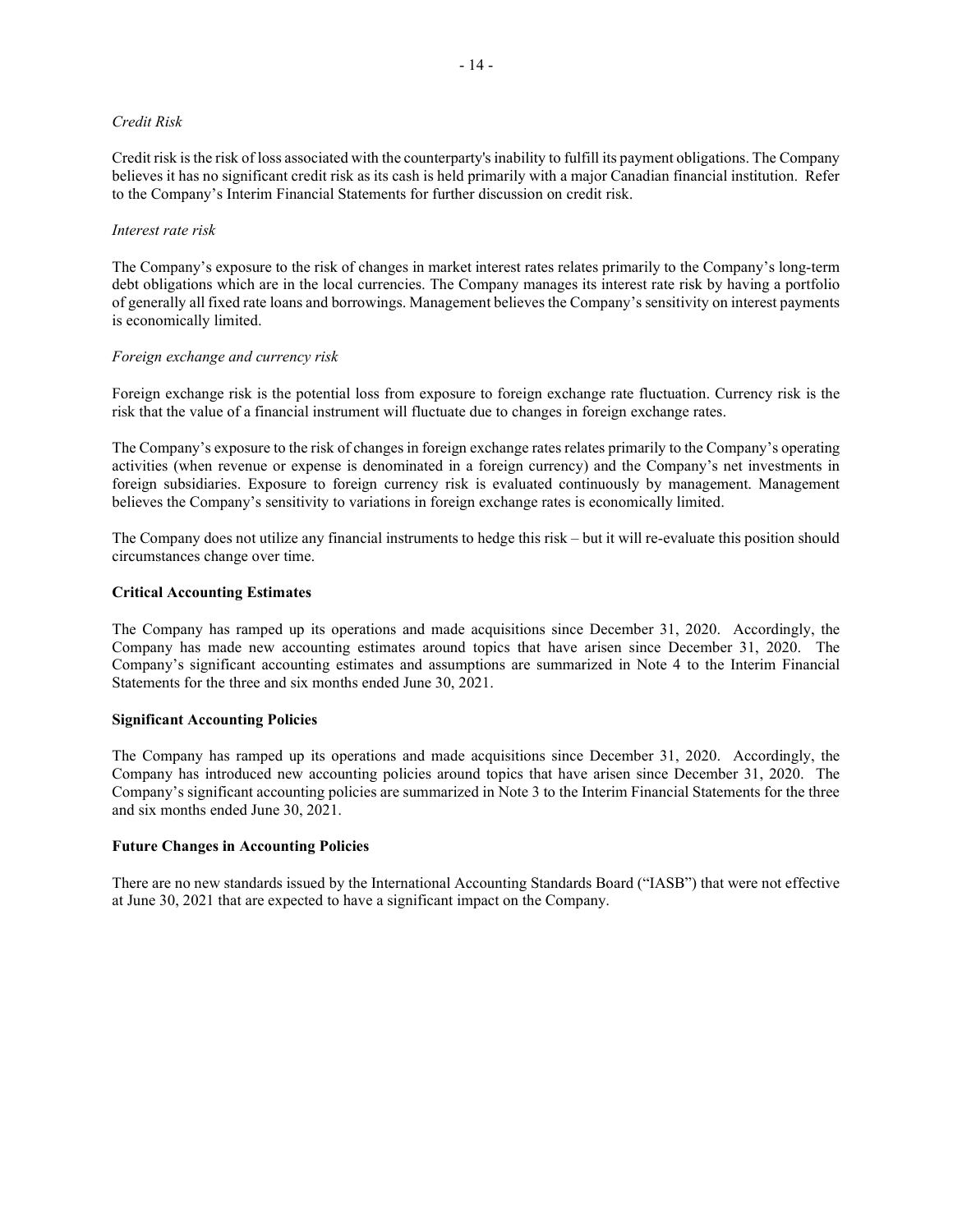*Credit Risk*

Credit risk is the risk of loss associated with the counterparty's inability to fulfill its payment obligations. The Company believes it has no significant credit risk as its cash is held primarily with a major Canadian financial institution. Refer to the Company's Interim Financial Statements for further discussion on credit risk.

*Interest rate risk*

The Company's exposure to the risk of changes in market interest rates relates primarily to the Company's long-term debt obligations which are in the local currencies. The Company manages its interest rate risk by having a portfolio of generally all fixed rate loans and borrowings. Management believes the Company's sensitivity on interest payments is economically limited.

*Foreign exchange and currency risk*

Foreign exchange risk is the potential loss from exposure to foreign exchange rate fluctuation. Currency risk is the risk that the value of a financial instrument will fluctuate due to changes in foreign exchange rates.

The Company's exposure to the risk of changes in foreign exchange rates relates primarily to the Company's operating activities (when revenue or expense is denominated in a foreign currency) and the Company's net investments in foreign subsidiaries. Exposure to foreign currency risk is evaluated continuously by management. Management believes the Company's sensitivity to variations in foreign exchange rates is economically limited.

The Company does not utilize any financial instruments to hedge this risk – but it will re-evaluate this position should circumstances change over time.

**Critical Accounting Estimates**

The Company has ramped up its operations and made acquisitions since December 31, 2020. Accordingly, the Company has made new accounting estimates around topics that have arisen since December 31, 2020. The Company's significant accounting estimates and assumptions are summarized in Note 4 to the Interim Financial Statements for the three and six months ended June 30, 2021.

**Significant Accounting Policies**

The Company has ramped up its operations and made acquisitions since December 31, 2020. Accordingly, the Company has introduced new accounting policies around topics that have arisen since December 31, 2020. The Company's significant accounting policies are summarized in Note 3 to the Interim Financial Statements for the three and six months ended June 30, 2021.

**Future Changes in Accounting Policies**

There are no new standards issued by the International Accounting Standards Board ("IASB") that were not effective at June 30, 2021 that are expected to have a significant impact on the Company.